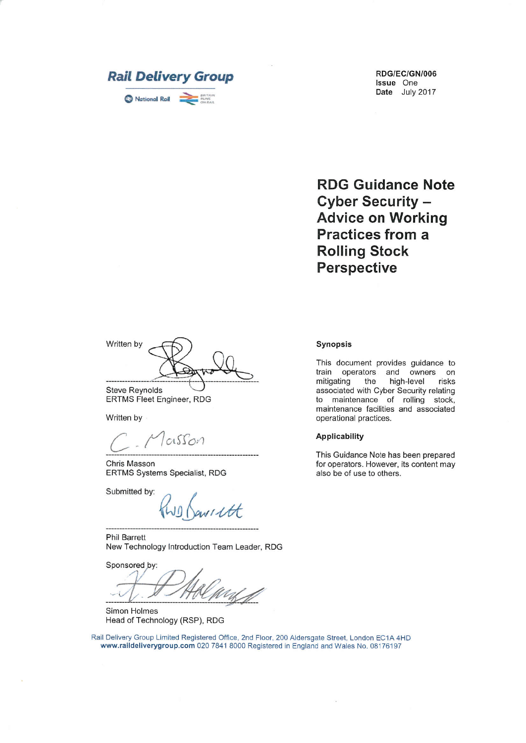Rail Delivery Group

National Rail

RDG/EC/GN/006
**Issue** One
**Date** July 2017

# RDG Guidance Note Cyber Security – Advice on Working Practices from a Rolling Stock Perspective

Written by

Steve Reynolds
ERTMS Fleet Engineer, RDG

Written by

Chris Masson
ERTMS Systems Specialist, RDG

Submitted by:

Phil Barrett
New Technology Introduction Team Leader, RDG

Sponsored by:

Simon Holmes
Head of Technology (RSP), RDG

### Synopsis

This document provides guidance to train operators and owners on mitigating the high-level risks associated with Cyber Security relating to maintenance of rolling stock, maintenance facilities and associated operational practices.

### Applicability

This Guidance Note has been prepared for operators. However, its content may also be of use to others.

Rail Delivery Group Limited Registered Office, 2nd Floor, 200 Aldersgate Street, London EC1A 4HD
**www.raildeliverygroup.com** 020 7841 8000 Registered in England and Wales No. 08176197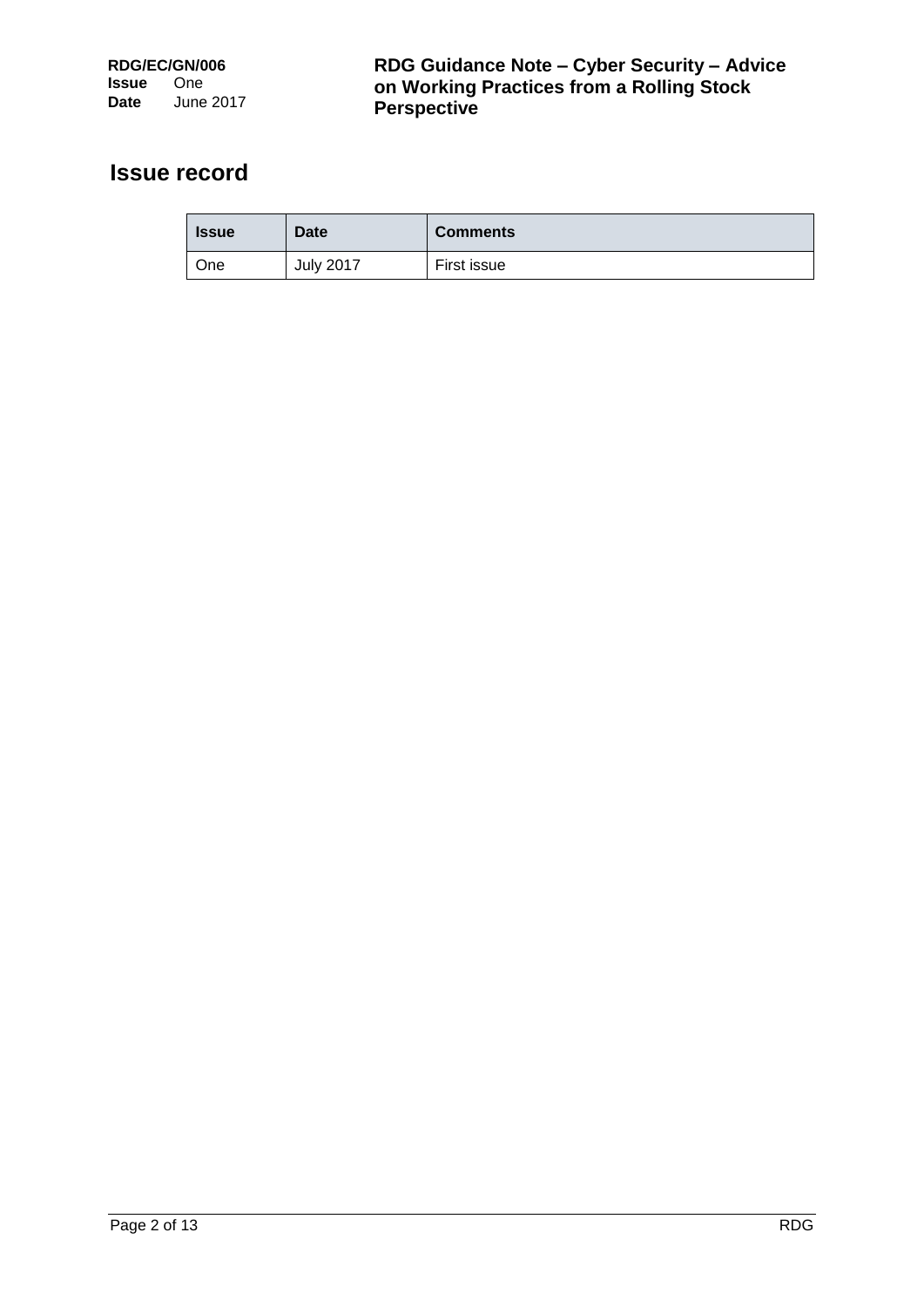## Issue record

| Issue | Date | Comments |
| --- | --- | --- |
| One | July 2017 | First issue |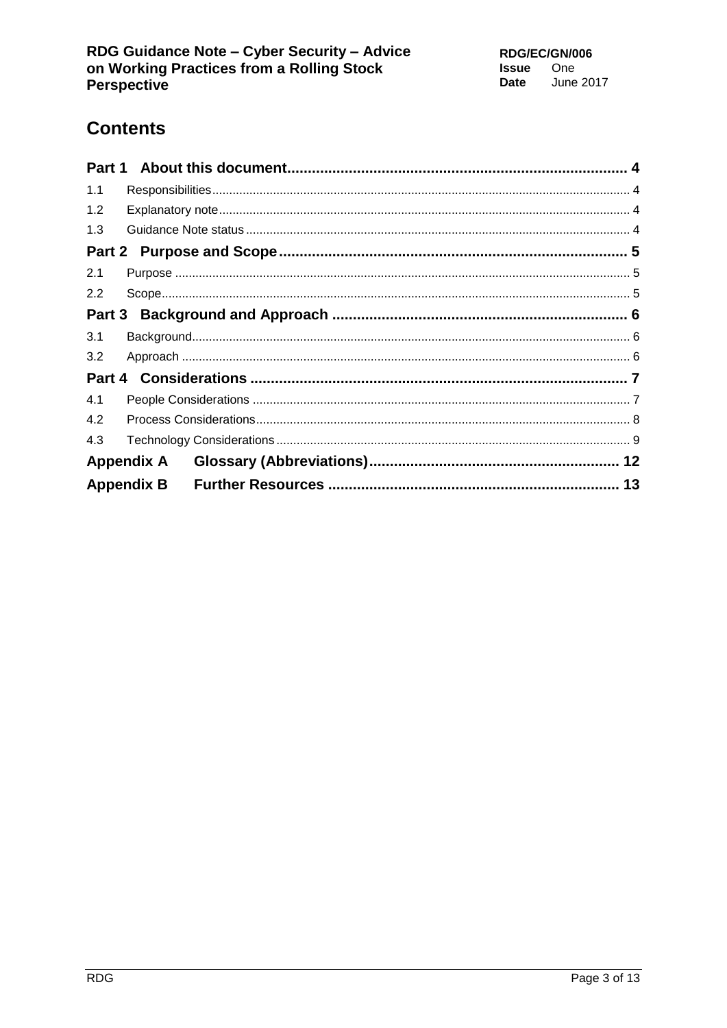# Contents

| | | |
|---|---|---|
| **Part 1** | **About this document** | **4** |
| 1.1 | Responsibilities | 4 |
| 1.2 | Explanatory note | 4 |
| 1.3 | Guidance Note status | 4 |
| **Part 2** | **Purpose and Scope** | **5** |
| 2.1 | Purpose | 5 |
| 2.2 | Scope | 5 |
| **Part 3** | **Background and Approach** | **6** |
| 3.1 | Background | 6 |
| 3.2 | Approach | 6 |
| **Part 4** | **Considerations** | **7** |
| 4.1 | People Considerations | 7 |
| 4.2 | Process Considerations | 8 |
| 4.3 | Technology Considerations | 9 |
| **Appendix A** | **Glossary (Abbreviations)** | **12** |
| **Appendix B** | **Further Resources** | **13** |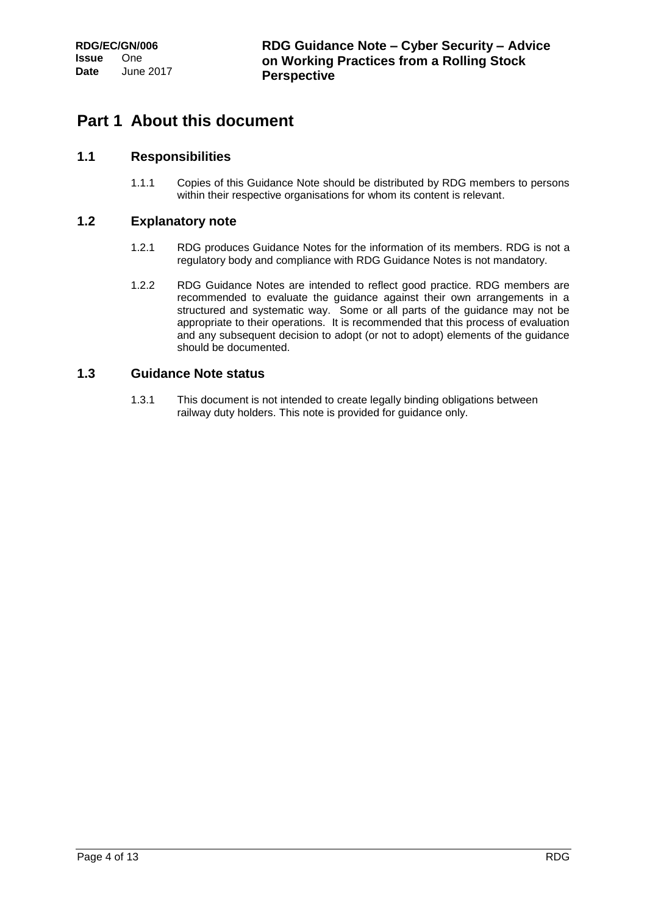# Part 1 About this document

## 1.1 Responsibilities

1.1.1 Copies of this Guidance Note should be distributed by RDG members to persons within their respective organisations for whom its content is relevant.

## 1.2 Explanatory note

1.2.1 RDG produces Guidance Notes for the information of its members. RDG is not a regulatory body and compliance with RDG Guidance Notes is not mandatory.

1.2.2 RDG Guidance Notes are intended to reflect good practice. RDG members are recommended to evaluate the guidance against their own arrangements in a structured and systematic way. Some or all parts of the guidance may not be appropriate to their operations. It is recommended that this process of evaluation and any subsequent decision to adopt (or not to adopt) elements of the guidance should be documented.

## 1.3 Guidance Note status

1.3.1 This document is not intended to create legally binding obligations between railway duty holders. This note is provided for guidance only.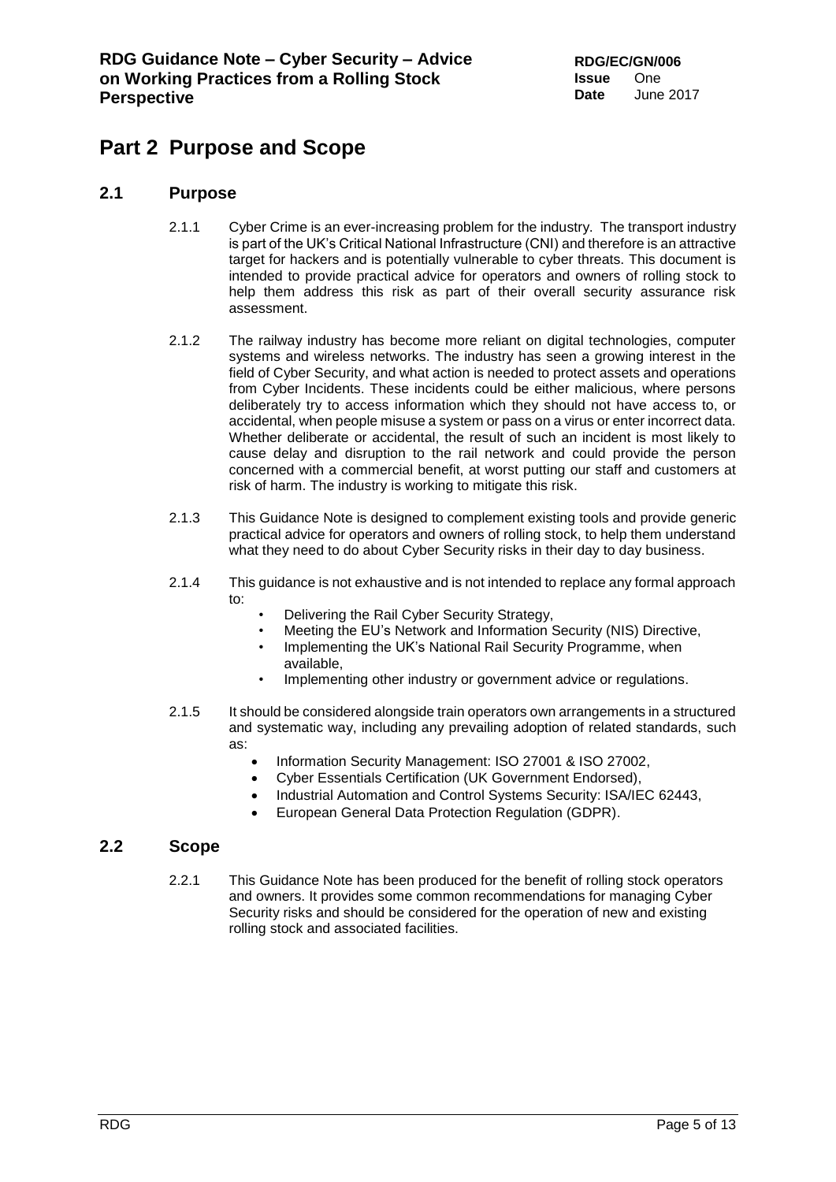# Part 2 Purpose and Scope

## 2.1 Purpose

2.1.1 Cyber Crime is an ever-increasing problem for the industry. The transport industry is part of the UK's Critical National Infrastructure (CNI) and therefore is an attractive target for hackers and is potentially vulnerable to cyber threats. This document is intended to provide practical advice for operators and owners of rolling stock to help them address this risk as part of their overall security assurance risk assessment.

2.1.2 The railway industry has become more reliant on digital technologies, computer systems and wireless networks. The industry has seen a growing interest in the field of Cyber Security, and what action is needed to protect assets and operations from Cyber Incidents. These incidents could be either malicious, where persons deliberately try to access information which they should not have access to, or accidental, when people misuse a system or pass on a virus or enter incorrect data. Whether deliberate or accidental, the result of such an incident is most likely to cause delay and disruption to the rail network and could provide the person concerned with a commercial benefit, at worst putting our staff and customers at risk of harm. The industry is working to mitigate this risk.

2.1.3 This Guidance Note is designed to complement existing tools and provide generic practical advice for operators and owners of rolling stock, to help them understand what they need to do about Cyber Security risks in their day to day business.

2.1.4 This guidance is not exhaustive and is not intended to replace any formal approach to:

- Delivering the Rail Cyber Security Strategy,
- Meeting the EU's Network and Information Security (NIS) Directive,
- Implementing the UK's National Rail Security Programme, when available,
- Implementing other industry or government advice or regulations.

2.1.5 It should be considered alongside train operators own arrangements in a structured and systematic way, including any prevailing adoption of related standards, such as:

- Information Security Management: ISO 27001 & ISO 27002,
- Cyber Essentials Certification (UK Government Endorsed),
- Industrial Automation and Control Systems Security: ISA/IEC 62443,
- European General Data Protection Regulation (GDPR).

## 2.2 Scope

2.2.1 This Guidance Note has been produced for the benefit of rolling stock operators and owners. It provides some common recommendations for managing Cyber Security risks and should be considered for the operation of new and existing rolling stock and associated facilities.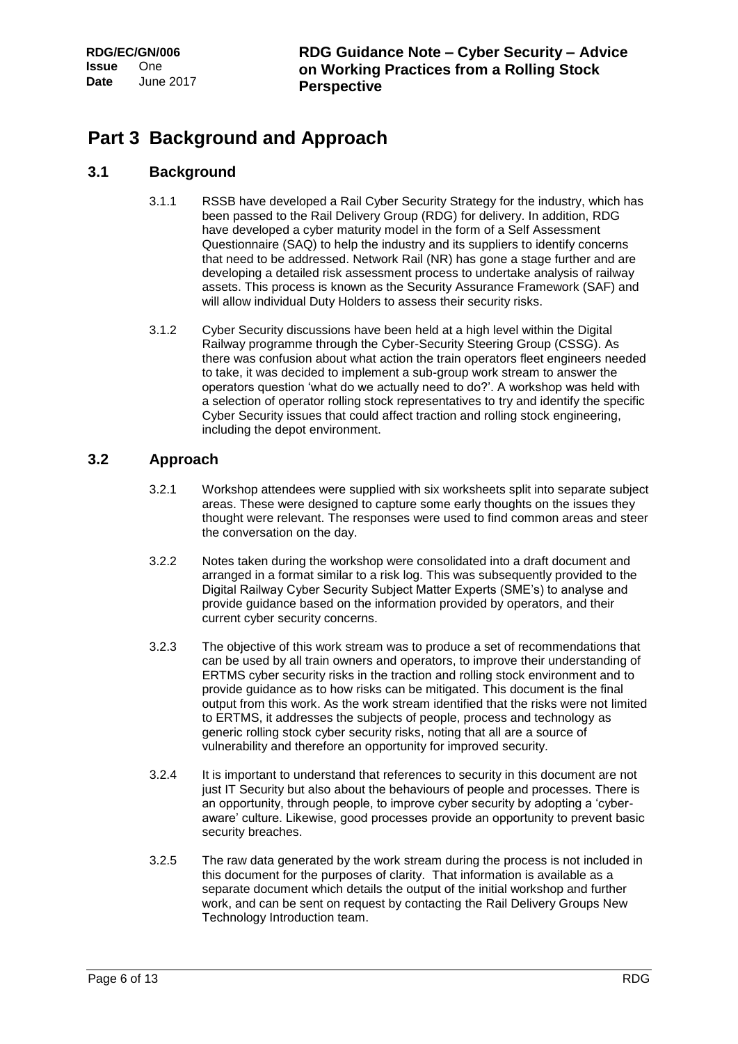# Part 3 Background and Approach

## 3.1 Background

3.1.1 RSSB have developed a Rail Cyber Security Strategy for the industry, which has been passed to the Rail Delivery Group (RDG) for delivery. In addition, RDG have developed a cyber maturity model in the form of a Self Assessment Questionnaire (SAQ) to help the industry and its suppliers to identify concerns that need to be addressed. Network Rail (NR) has gone a stage further and are developing a detailed risk assessment process to undertake analysis of railway assets. This process is known as the Security Assurance Framework (SAF) and will allow individual Duty Holders to assess their security risks.

3.1.2 Cyber Security discussions have been held at a high level within the Digital Railway programme through the Cyber-Security Steering Group (CSSG). As there was confusion about what action the train operators fleet engineers needed to take, it was decided to implement a sub-group work stream to answer the operators question 'what do we actually need to do?'. A workshop was held with a selection of operator rolling stock representatives to try and identify the specific Cyber Security issues that could affect traction and rolling stock engineering, including the depot environment.

## 3.2 Approach

3.2.1 Workshop attendees were supplied with six worksheets split into separate subject areas. These were designed to capture some early thoughts on the issues they thought were relevant. The responses were used to find common areas and steer the conversation on the day.

3.2.2 Notes taken during the workshop were consolidated into a draft document and arranged in a format similar to a risk log. This was subsequently provided to the Digital Railway Cyber Security Subject Matter Experts (SME's) to analyse and provide guidance based on the information provided by operators, and their current cyber security concerns.

3.2.3 The objective of this work stream was to produce a set of recommendations that can be used by all train owners and operators, to improve their understanding of ERTMS cyber security risks in the traction and rolling stock environment and to provide guidance as to how risks can be mitigated. This document is the final output from this work. As the work stream identified that the risks were not limited to ERTMS, it addresses the subjects of people, process and technology as generic rolling stock cyber security risks, noting that all are a source of vulnerability and therefore an opportunity for improved security.

3.2.4 It is important to understand that references to security in this document are not just IT Security but also about the behaviours of people and processes. There is an opportunity, through people, to improve cyber security by adopting a 'cyber-aware' culture. Likewise, good processes provide an opportunity to prevent basic security breaches.

3.2.5 The raw data generated by the work stream during the process is not included in this document for the purposes of clarity. That information is available as a separate document which details the output of the initial workshop and further work, and can be sent on request by contacting the Rail Delivery Groups New Technology Introduction team.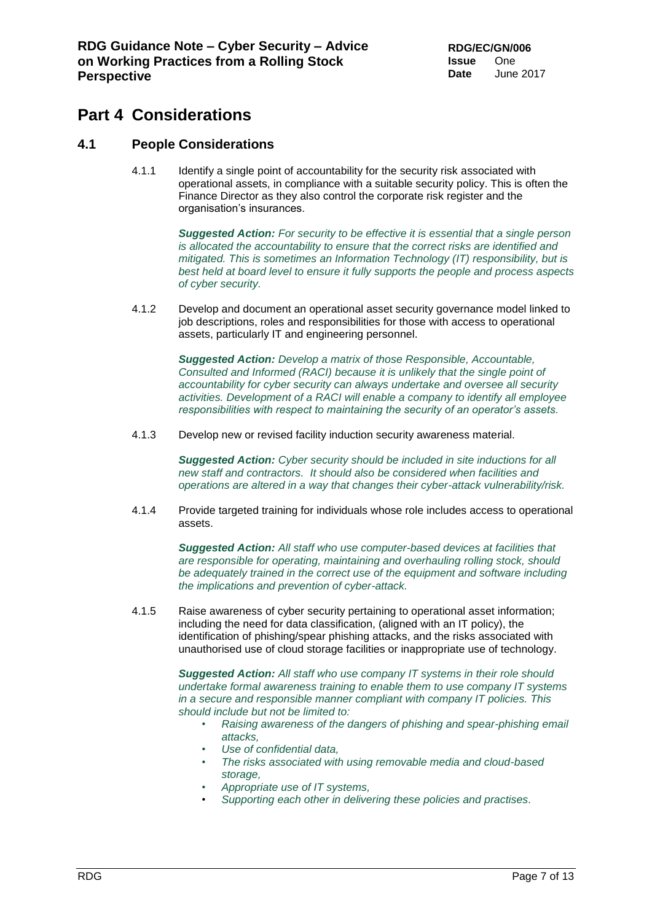# Part 4 Considerations

## 4.1 People Considerations

4.1.1 Identify a single point of accountability for the security risk associated with operational assets, in compliance with a suitable security policy. This is often the Finance Director as they also control the corporate risk register and the organisation's insurances.

***Suggested Action:*** *For security to be effective it is essential that a single person is allocated the accountability to ensure that the correct risks are identified and mitigated. This is sometimes an Information Technology (IT) responsibility, but is best held at board level to ensure it fully supports the people and process aspects of cyber security.*

4.1.2 Develop and document an operational asset security governance model linked to job descriptions, roles and responsibilities for those with access to operational assets, particularly IT and engineering personnel.

***Suggested Action:*** *Develop a matrix of those Responsible, Accountable, Consulted and Informed (RACI) because it is unlikely that the single point of accountability for cyber security can always undertake and oversee all security activities. Development of a RACI will enable a company to identify all employee responsibilities with respect to maintaining the security of an operator's assets.*

4.1.3 Develop new or revised facility induction security awareness material.

***Suggested Action:*** *Cyber security should be included in site inductions for all new staff and contractors. It should also be considered when facilities and operations are altered in a way that changes their cyber-attack vulnerability/risk.*

4.1.4 Provide targeted training for individuals whose role includes access to operational assets.

***Suggested Action:*** *All staff who use computer-based devices at facilities that are responsible for operating, maintaining and overhauling rolling stock, should be adequately trained in the correct use of the equipment and software including the implications and prevention of cyber-attack.*

4.1.5 Raise awareness of cyber security pertaining to operational asset information; including the need for data classification, (aligned with an IT policy), the identification of phishing/spear phishing attacks, and the risks associated with unauthorised use of cloud storage facilities or inappropriate use of technology.

***Suggested Action:*** *All staff who use company IT systems in their role should undertake formal awareness training to enable them to use company IT systems in a secure and responsible manner compliant with company IT policies. This should include but not be limited to:*

- *Raising awareness of the dangers of phishing and spear-phishing email attacks,*
- *Use of confidential data,*
- *The risks associated with using removable media and cloud-based storage,*
- *Appropriate use of IT systems,*
- *Supporting each other in delivering these policies and practises.*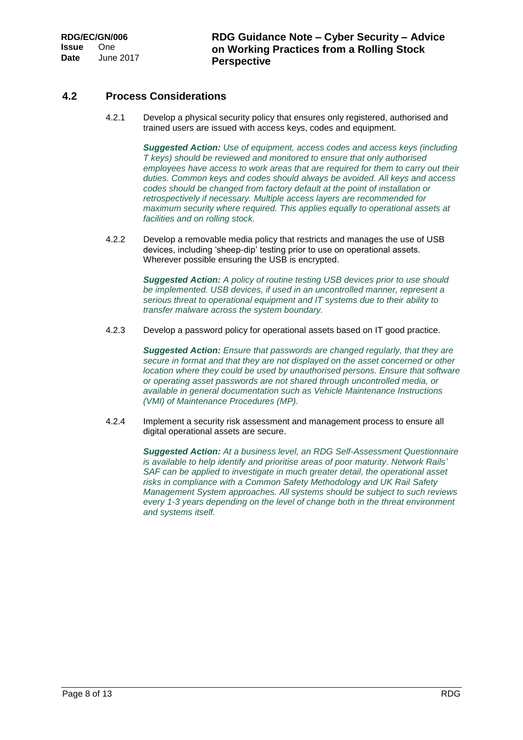## 4.2 Process Considerations

4.2.1 Develop a physical security policy that ensures only registered, authorised and trained users are issued with access keys, codes and equipment.

> ***Suggested Action:*** *Use of equipment, access codes and access keys (including T keys) should be reviewed and monitored to ensure that only authorised employees have access to work areas that are required for them to carry out their duties. Common keys and codes should always be avoided. All keys and access codes should be changed from factory default at the point of installation or retrospectively if necessary. Multiple access layers are recommended for maximum security where required. This applies equally to operational assets at facilities and on rolling stock.*

4.2.2 Develop a removable media policy that restricts and manages the use of USB devices, including 'sheep-dip' testing prior to use on operational assets. Wherever possible ensuring the USB is encrypted.

> ***Suggested Action:*** *A policy of routine testing USB devices prior to use should be implemented. USB devices, if used in an uncontrolled manner, represent a serious threat to operational equipment and IT systems due to their ability to transfer malware across the system boundary.*

4.2.3 Develop a password policy for operational assets based on IT good practice.

> ***Suggested Action:*** *Ensure that passwords are changed regularly, that they are secure in format and that they are not displayed on the asset concerned or other location where they could be used by unauthorised persons. Ensure that software or operating asset passwords are not shared through uncontrolled media, or available in general documentation such as Vehicle Maintenance Instructions (VMI) of Maintenance Procedures (MP).*

4.2.4 Implement a security risk assessment and management process to ensure all digital operational assets are secure.

> ***Suggested Action:*** *At a business level, an RDG Self-Assessment Questionnaire is available to help identify and prioritise areas of poor maturity. Network Rails' SAF can be applied to investigate in much greater detail, the operational asset risks in compliance with a Common Safety Methodology and UK Rail Safety Management System approaches. All systems should be subject to such reviews every 1-3 years depending on the level of change both in the threat environment and systems itself.*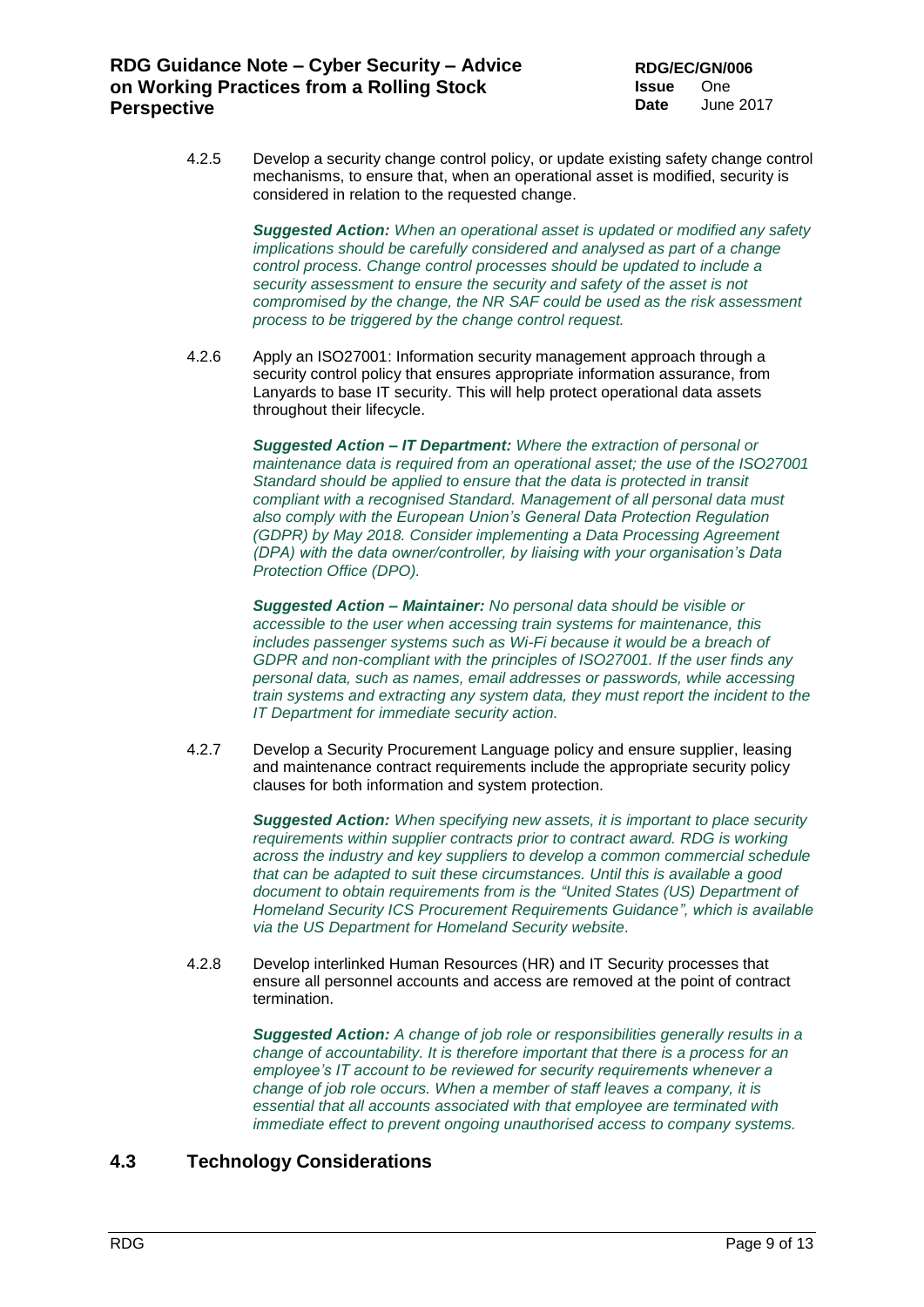4.2.5 Develop a security change control policy, or update existing safety change control mechanisms, to ensure that, when an operational asset is modified, security is considered in relation to the requested change.

***Suggested Action:*** *When an operational asset is updated or modified any safety implications should be carefully considered and analysed as part of a change control process. Change control processes should be updated to include a security assessment to ensure the security and safety of the asset is not compromised by the change, the NR SAF could be used as the risk assessment process to be triggered by the change control request.*

4.2.6 Apply an ISO27001: Information security management approach through a security control policy that ensures appropriate information assurance, from Lanyards to base IT security. This will help protect operational data assets throughout their lifecycle.

***Suggested Action – IT Department:*** *Where the extraction of personal or maintenance data is required from an operational asset; the use of the ISO27001 Standard should be applied to ensure that the data is protected in transit compliant with a recognised Standard. Management of all personal data must also comply with the European Union's General Data Protection Regulation (GDPR) by May 2018. Consider implementing a Data Processing Agreement (DPA) with the data owner/controller, by liaising with your organisation's Data Protection Office (DPO).*

***Suggested Action – Maintainer:*** *No personal data should be visible or accessible to the user when accessing train systems for maintenance, this includes passenger systems such as Wi-Fi because it would be a breach of GDPR and non-compliant with the principles of ISO27001. If the user finds any personal data, such as names, email addresses or passwords, while accessing train systems and extracting any system data, they must report the incident to the IT Department for immediate security action.*

4.2.7 Develop a Security Procurement Language policy and ensure supplier, leasing and maintenance contract requirements include the appropriate security policy clauses for both information and system protection.

***Suggested Action:*** *When specifying new assets, it is important to place security requirements within supplier contracts prior to contract award. RDG is working across the industry and key suppliers to develop a common commercial schedule that can be adapted to suit these circumstances. Until this is available a good document to obtain requirements from is the "United States (US) Department of Homeland Security ICS Procurement Requirements Guidance", which is available via the US Department for Homeland Security website.*

4.2.8 Develop interlinked Human Resources (HR) and IT Security processes that ensure all personnel accounts and access are removed at the point of contract termination.

***Suggested Action:*** *A change of job role or responsibilities generally results in a change of accountability. It is therefore important that there is a process for an employee's IT account to be reviewed for security requirements whenever a change of job role occurs. When a member of staff leaves a company, it is essential that all accounts associated with that employee are terminated with immediate effect to prevent ongoing unauthorised access to company systems.*

## 4.3 Technology Considerations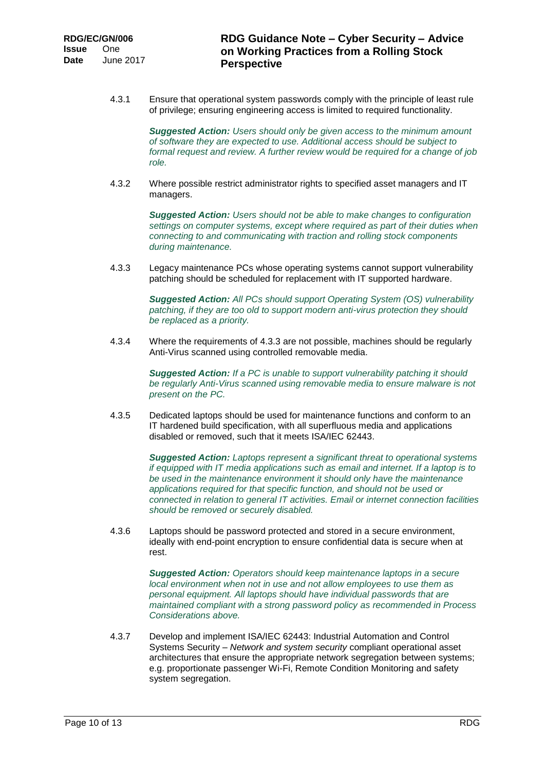4.3.1 Ensure that operational system passwords comply with the principle of least rule of privilege; ensuring engineering access is limited to required functionality.

***Suggested Action:*** *Users should only be given access to the minimum amount of software they are expected to use. Additional access should be subject to formal request and review. A further review would be required for a change of job role.*

4.3.2 Where possible restrict administrator rights to specified asset managers and IT managers.

***Suggested Action:*** *Users should not be able to make changes to configuration settings on computer systems, except where required as part of their duties when connecting to and communicating with traction and rolling stock components during maintenance.*

4.3.3 Legacy maintenance PCs whose operating systems cannot support vulnerability patching should be scheduled for replacement with IT supported hardware.

***Suggested Action:*** *All PCs should support Operating System (OS) vulnerability patching, if they are too old to support modern anti-virus protection they should be replaced as a priority.*

4.3.4 Where the requirements of 4.3.3 are not possible, machines should be regularly Anti-Virus scanned using controlled removable media.

***Suggested Action:*** *If a PC is unable to support vulnerability patching it should be regularly Anti-Virus scanned using removable media to ensure malware is not present on the PC.*

4.3.5 Dedicated laptops should be used for maintenance functions and conform to an IT hardened build specification, with all superfluous media and applications disabled or removed, such that it meets ISA/IEC 62443.

***Suggested Action:*** *Laptops represent a significant threat to operational systems if equipped with IT media applications such as email and internet. If a laptop is to be used in the maintenance environment it should only have the maintenance applications required for that specific function, and should not be used or connected in relation to general IT activities. Email or internet connection facilities should be removed or securely disabled.*

4.3.6 Laptops should be password protected and stored in a secure environment, ideally with end-point encryption to ensure confidential data is secure when at rest.

***Suggested Action:*** *Operators should keep maintenance laptops in a secure local environment when not in use and not allow employees to use them as personal equipment. All laptops should have individual passwords that are maintained compliant with a strong password policy as recommended in Process Considerations above.*

4.3.7 Develop and implement ISA/IEC 62443: Industrial Automation and Control Systems Security – *Network and system security* compliant operational asset architectures that ensure the appropriate network segregation between systems; e.g. proportionate passenger Wi-Fi, Remote Condition Monitoring and safety system segregation.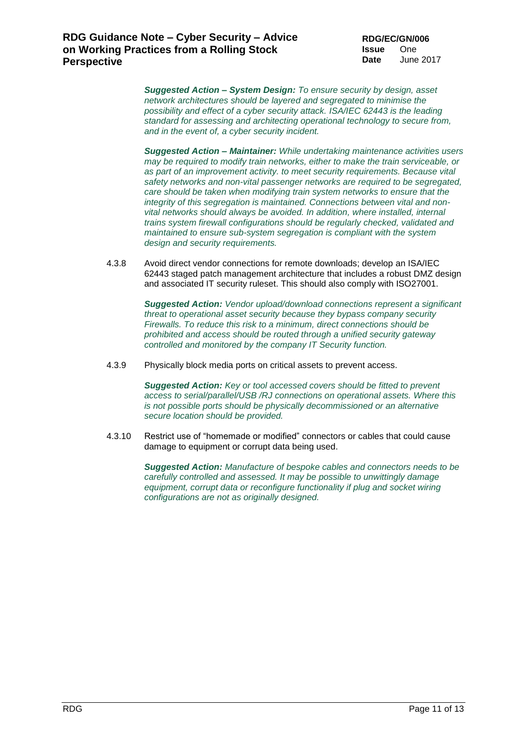***Suggested Action – System Design:*** *To ensure security by design, asset network architectures should be layered and segregated to minimise the possibility and effect of a cyber security attack. ISA/IEC 62443 is the leading standard for assessing and architecting operational technology to secure from, and in the event of, a cyber security incident.*

***Suggested Action – Maintainer:*** *While undertaking maintenance activities users may be required to modify train networks, either to make the train serviceable, or as part of an improvement activity. to meet security requirements. Because vital safety networks and non-vital passenger networks are required to be segregated, care should be taken when modifying train system networks to ensure that the integrity of this segregation is maintained. Connections between vital and non-vital networks should always be avoided. In addition, where installed, internal trains system firewall configurations should be regularly checked, validated and maintained to ensure sub-system segregation is compliant with the system design and security requirements.*

4.3.8 Avoid direct vendor connections for remote downloads; develop an ISA/IEC 62443 staged patch management architecture that includes a robust DMZ design and associated IT security ruleset. This should also comply with ISO27001.

***Suggested Action:*** *Vendor upload/download connections represent a significant threat to operational asset security because they bypass company security Firewalls. To reduce this risk to a minimum, direct connections should be prohibited and access should be routed through a unified security gateway controlled and monitored by the company IT Security function.*

4.3.9 Physically block media ports on critical assets to prevent access.

***Suggested Action:*** *Key or tool accessed covers should be fitted to prevent access to serial/parallel/USB /RJ connections on operational assets. Where this is not possible ports should be physically decommissioned or an alternative secure location should be provided.*

4.3.10 Restrict use of "homemade or modified" connectors or cables that could cause damage to equipment or corrupt data being used.

***Suggested Action:*** *Manufacture of bespoke cables and connectors needs to be carefully controlled and assessed. It may be possible to unwittingly damage equipment, corrupt data or reconfigure functionality if plug and socket wiring configurations are not as originally designed.*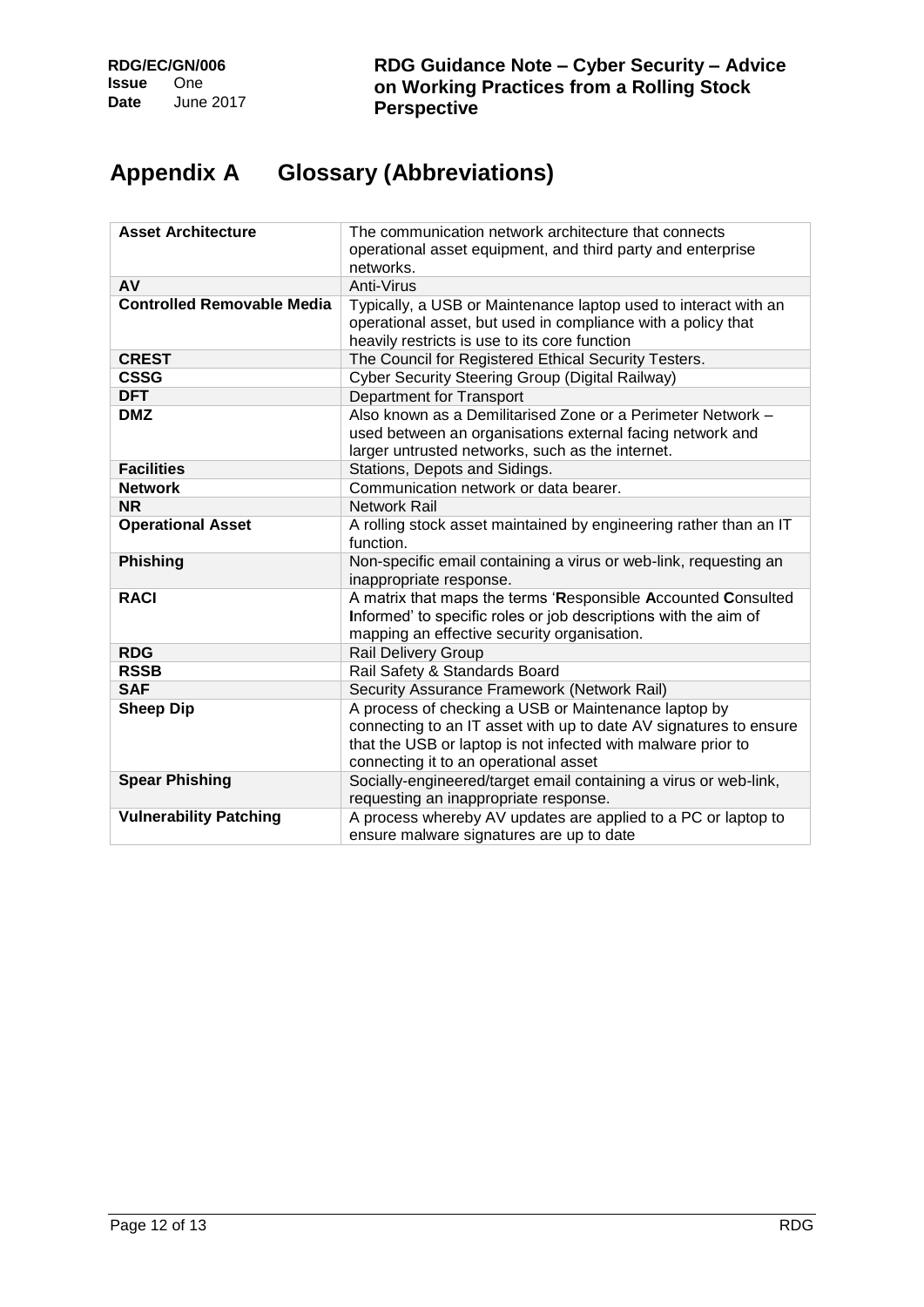# Appendix A Glossary (Abbreviations)

| | |
|---|---|
| **Asset Architecture** | The communication network architecture that connects operational asset equipment, and third party and enterprise networks. |
| **AV** | Anti-Virus |
| **Controlled Removable Media** | Typically, a USB or Maintenance laptop used to interact with an operational asset, but used in compliance with a policy that heavily restricts is use to its core function |
| **CREST** | The Council for Registered Ethical Security Testers. |
| **CSSG** | Cyber Security Steering Group (Digital Railway) |
| **DFT** | Department for Transport |
| **DMZ** | Also known as a Demilitarised Zone or a Perimeter Network – used between an organisations external facing network and larger untrusted networks, such as the internet. |
| **Facilities** | Stations, Depots and Sidings. |
| **Network** | Communication network or data bearer. |
| **NR** | Network Rail |
| **Operational Asset** | A rolling stock asset maintained by engineering rather than an IT function. |
| **Phishing** | Non-specific email containing a virus or web-link, requesting an inappropriate response. |
| **RACI** | A matrix that maps the terms '**R**esponsible **A**ccounted **C**onsulted **I**nformed' to specific roles or job descriptions with the aim of mapping an effective security organisation. |
| **RDG** | Rail Delivery Group |
| **RSSB** | Rail Safety & Standards Board |
| **SAF** | Security Assurance Framework (Network Rail) |
| **Sheep Dip** | A process of checking a USB or Maintenance laptop by connecting to an IT asset with up to date AV signatures to ensure that the USB or laptop is not infected with malware prior to connecting it to an operational asset |
| **Spear Phishing** | Socially-engineered/target email containing a virus or web-link, requesting an inappropriate response. |
| **Vulnerability Patching** | A process whereby AV updates are applied to a PC or laptop to ensure malware signatures are up to date |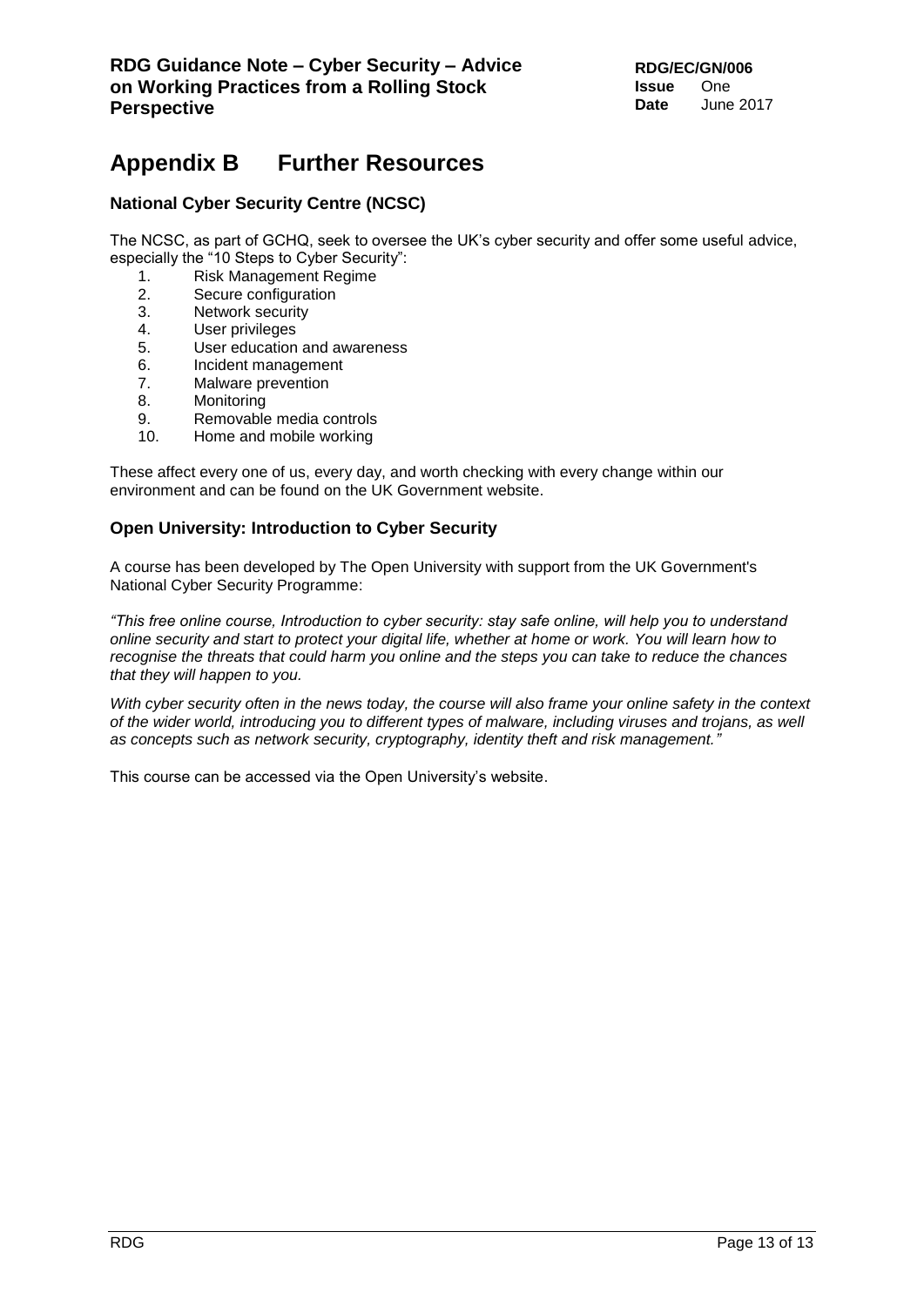# Appendix B Further Resources

### National Cyber Security Centre (NCSC)

The NCSC, as part of GCHQ, seek to oversee the UK's cyber security and offer some useful advice, especially the "10 Steps to Cyber Security":

1. Risk Management Regime
2. Secure configuration
3. Network security
4. User privileges
5. User education and awareness
6. Incident management
7. Malware prevention
8. Monitoring
9. Removable media controls
10. Home and mobile working

These affect every one of us, every day, and worth checking with every change within our environment and can be found on the UK Government website.

### Open University: Introduction to Cyber Security

A course has been developed by The Open University with support from the UK Government's National Cyber Security Programme:

*"This free online course, Introduction to cyber security: stay safe online, will help you to understand online security and start to protect your digital life, whether at home or work. You will learn how to recognise the threats that could harm you online and the steps you can take to reduce the chances that they will happen to you.*

*With cyber security often in the news today, the course will also frame your online safety in the context of the wider world, introducing you to different types of malware, including viruses and trojans, as well as concepts such as network security, cryptography, identity theft and risk management."*

This course can be accessed via the Open University's website.